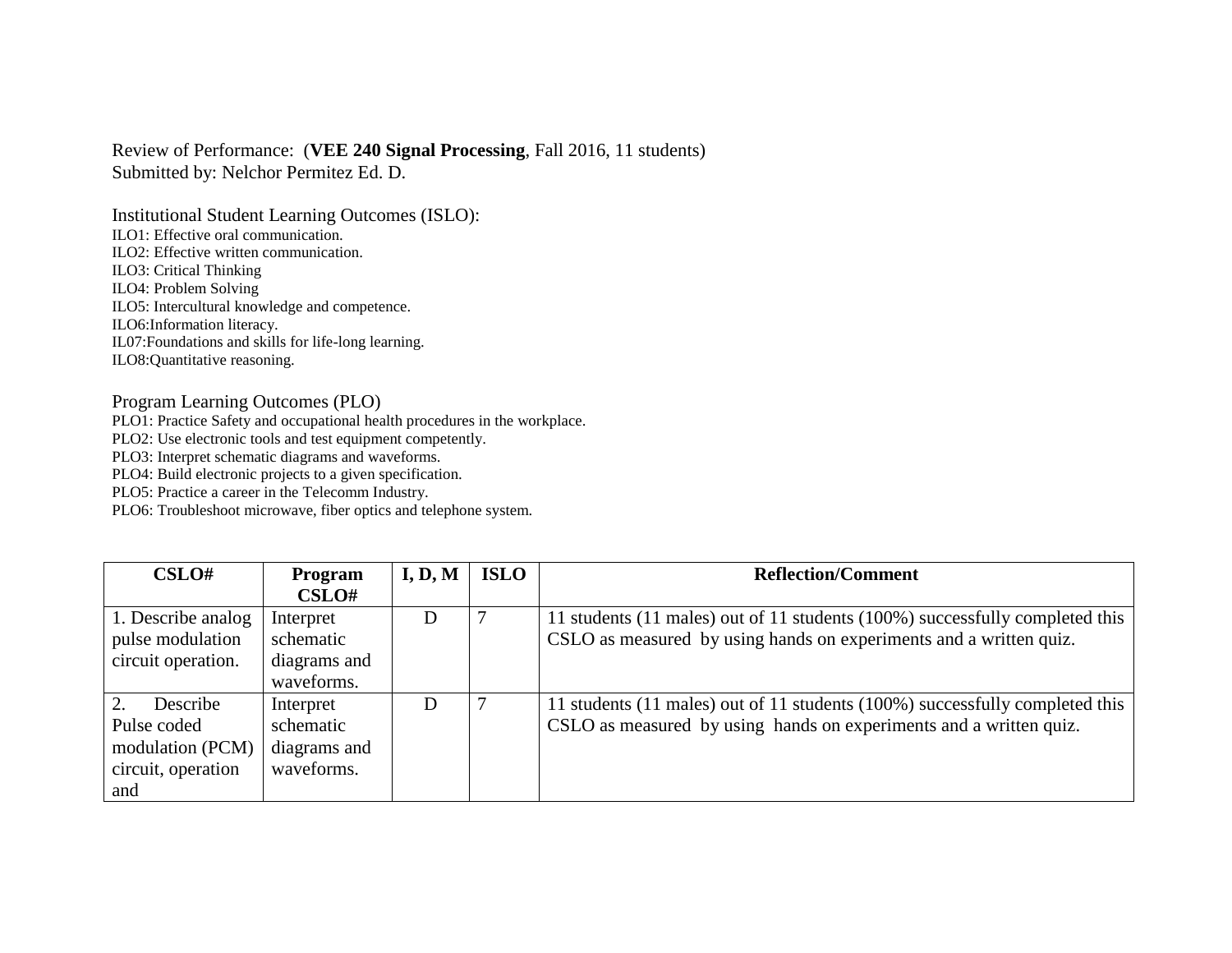Review of Performance: (**VEE 240 Signal Processing**, Fall 2016, 11 students)
Submitted by: Nelchor Permitez Ed. D.

Institutional Student Learning Outcomes (ISLO):
ILO1: Effective oral communication.
ILO2: Effective written communication.
ILO3: Critical Thinking
ILO4: Problem Solving
ILO5: Intercultural knowledge and competence.
ILO6:Information literacy.
IL07:Foundations and skills for life-long learning.
ILO8:Quantitative reasoning.

Program Learning Outcomes (PLO)
PLO1: Practice Safety and occupational health procedures in the workplace.
PLO2: Use electronic tools and test equipment competently.
PLO3: Interpret schematic diagrams and waveforms.
PLO4: Build electronic projects to a given specification.
PLO5: Practice a career in the Telecomm Industry.
PLO6: Troubleshoot microwave, fiber optics and telephone system.

| CSLO# | Program CSLO# | I, D, M | ISLO | Reflection/Comment |
|---|---|---|---|---|
| 1. Describe analog pulse modulation circuit operation. | Interpret schematic diagrams and waveforms. | D | 7 | 11 students (11 males) out of 11 students (100%) successfully completed this CSLO as measured by using hands on experiments and a written quiz. |
| 2. Describe Pulse coded modulation (PCM) circuit, operation and | Interpret schematic diagrams and waveforms. | D | 7 | 11 students (11 males) out of 11 students (100%) successfully completed this CSLO as measured by using hands on experiments and a written quiz. |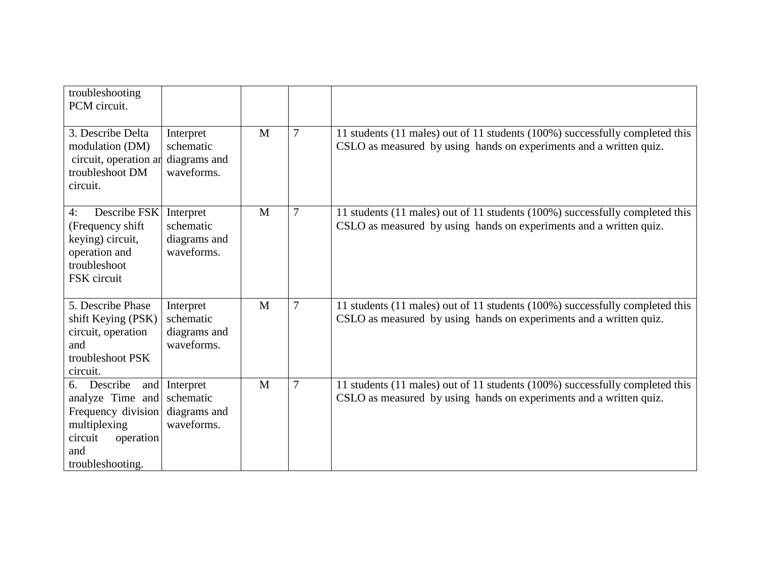| | | | | |
|---|---|---|---|---|
| troubleshooting PCM circuit. | | | | |
| 3. Describe Delta modulation (DM) circuit, operation an troubleshoot DM circuit. | Interpret schematic diagrams and waveforms. | M | 7 | 11 students (11 males) out of 11 students (100%) successfully completed this CSLO as measured by using hands on experiments and a written quiz. |
| 4: Describe FSK (Frequency shift keying) circuit, operation and troubleshoot FSK circuit | Interpret schematic diagrams and waveforms. | M | 7 | 11 students (11 males) out of 11 students (100%) successfully completed this CSLO as measured by using hands on experiments and a written quiz. |
| 5. Describe Phase shift Keying (PSK) circuit, operation and troubleshoot PSK circuit. | Interpret schematic diagrams and waveforms. | M | 7 | 11 students (11 males) out of 11 students (100%) successfully completed this CSLO as measured by using hands on experiments and a written quiz. |
| 6. Describe and analyze Time and Frequency division multiplexing circuit operation and troubleshooting. | Interpret schematic diagrams and waveforms. | M | 7 | 11 students (11 males) out of 11 students (100%) successfully completed this CSLO as measured by using hands on experiments and a written quiz. |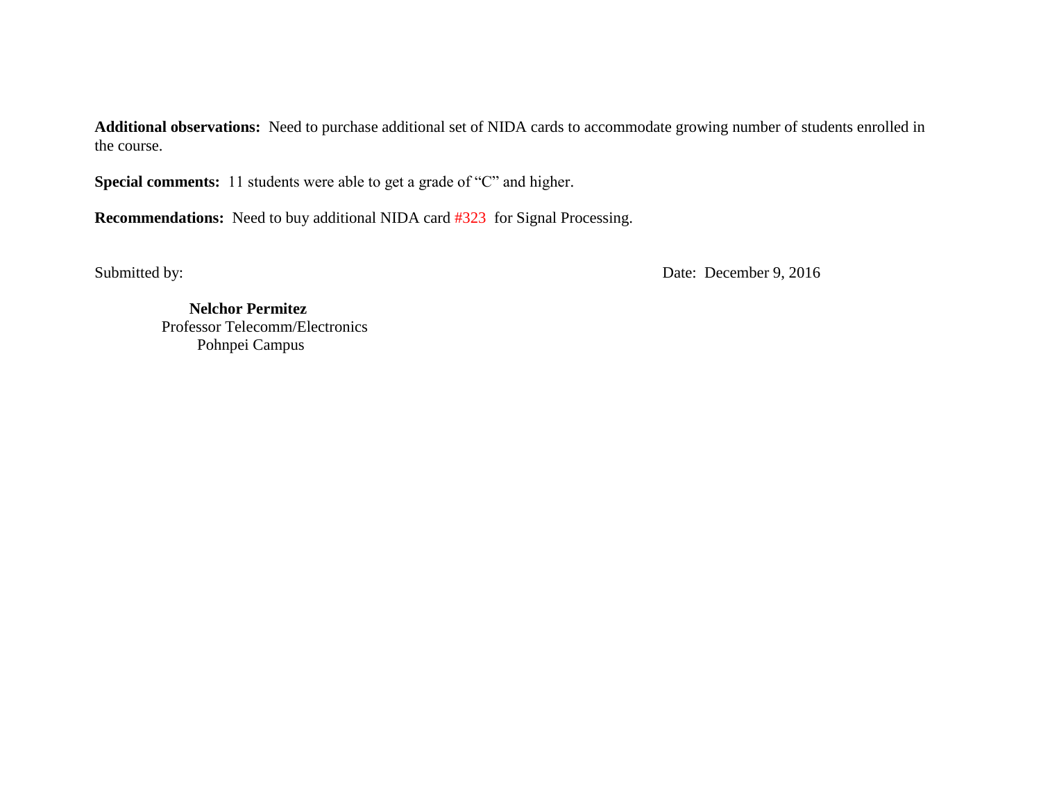**Additional observations:** Need to purchase additional set of NIDA cards to accommodate growing number of students enrolled in the course.

**Special comments:** 11 students were able to get a grade of "C" and higher.

**Recommendations:** Need to buy additional NIDA card #323 for Signal Processing.

Submitted by: Date: December 9, 2016

**Nelchor Permitez**
Professor Telecomm/Electronics
Pohnpei Campus